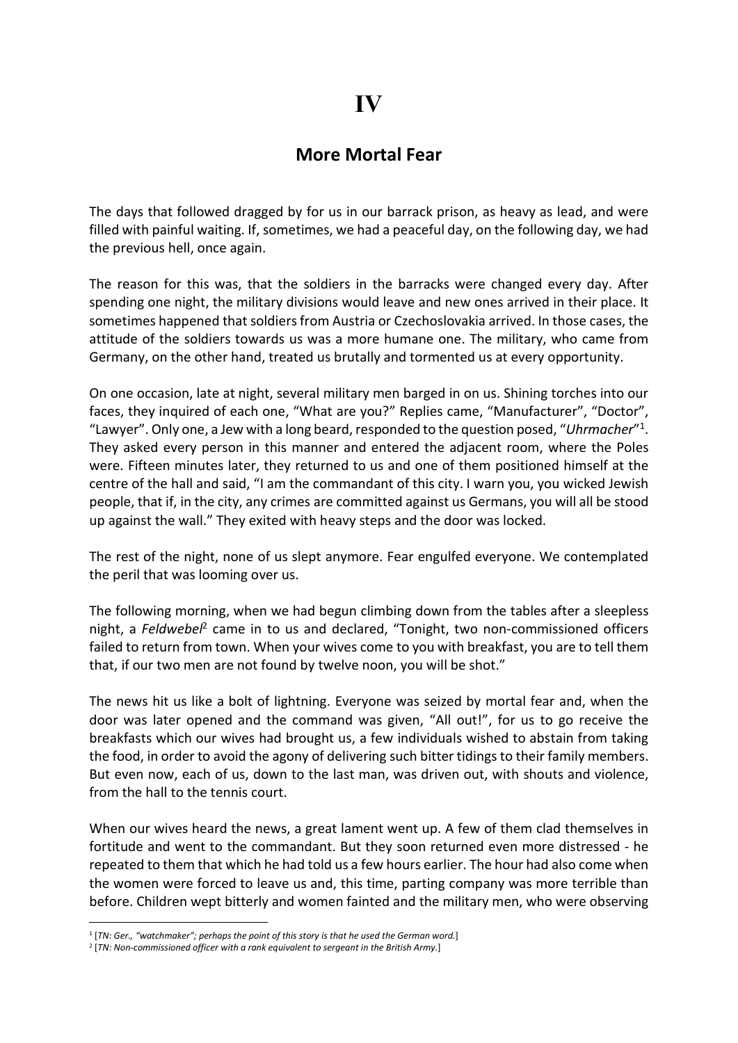# IV

## More Mortal Fear

The days that followed dragged by for us in our barrack prison, as heavy as lead, and were filled with painful waiting. If, sometimes, we had a peaceful day, on the following day, we had the previous hell, once again.

The reason for this was, that the soldiers in the barracks were changed every day. After spending one night, the military divisions would leave and new ones arrived in their place. It sometimes happened that soldiers from Austria or Czechoslovakia arrived. In those cases, the attitude of the soldiers towards us was a more humane one. The military, who came from Germany, on the other hand, treated us brutally and tormented us at every opportunity.

On one occasion, late at night, several military men barged in on us. Shining torches into our faces, they inquired of each one, "What are you?" Replies came, "Manufacturer", "Doctor", "Lawyer". Only one, a Jew with a long beard, responded to the question posed, "*Uhrmacher*"[1]. They asked every person in this manner and entered the adjacent room, where the Poles were. Fifteen minutes later, they returned to us and one of them positioned himself at the centre of the hall and said, "I am the commandant of this city. I warn you, you wicked Jewish people, that if, in the city, any crimes are committed against us Germans, you will all be stood up against the wall." They exited with heavy steps and the door was locked.

The rest of the night, none of us slept anymore. Fear engulfed everyone. We contemplated the peril that was looming over us.

The following morning, when we had begun climbing down from the tables after a sleepless night, a *Feldwebel*[2] came in to us and declared, "Tonight, two non-commissioned officers failed to return from town. When your wives come to you with breakfast, you are to tell them that, if our two men are not found by twelve noon, you will be shot."

The news hit us like a bolt of lightning. Everyone was seized by mortal fear and, when the door was later opened and the command was given, "All out!", for us to go receive the breakfasts which our wives had brought us, a few individuals wished to abstain from taking the food, in order to avoid the agony of delivering such bitter tidings to their family members. But even now, each of us, down to the last man, was driven out, with shouts and violence, from the hall to the tennis court.

When our wives heard the news, a great lament went up. A few of them clad themselves in fortitude and went to the commandant. But they soon returned even more distressed - he repeated to them that which he had told us a few hours earlier. The hour had also come when the women were forced to leave us and, this time, parting company was more terrible than before. Children wept bitterly and women fainted and the military men, who were observing

---

[1] [*TN: Ger., "watchmaker"; perhaps the point of this story is that he used the German word.*]

[2] [*TN: Non-commissioned officer with a rank equivalent to sergeant in the British Army.*]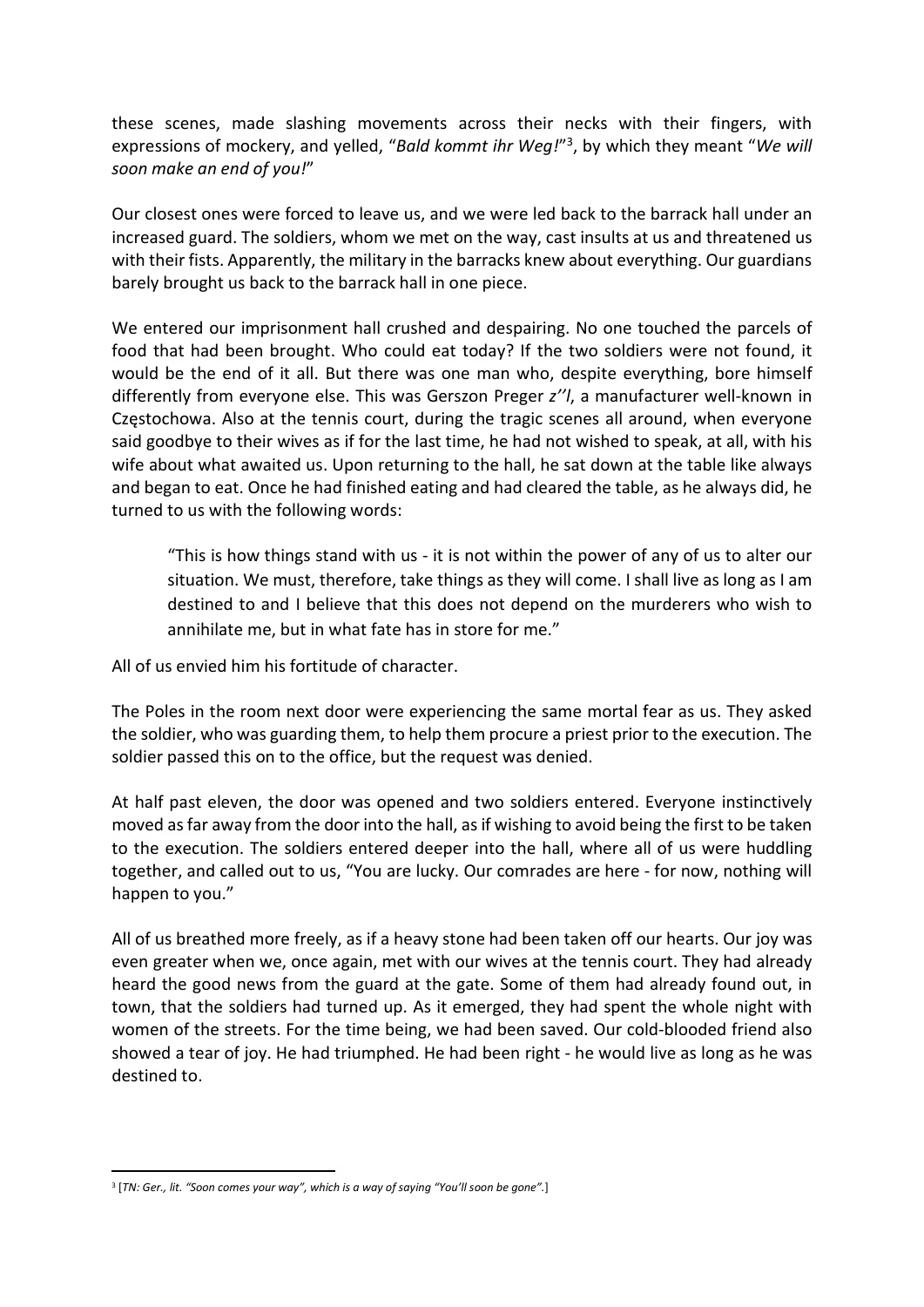these scenes, made slashing movements across their necks with their fingers, with expressions of mockery, and yelled, "*Bald kommt ihr Weg!*"[3], by which they meant "*We will soon make an end of you!*"

Our closest ones were forced to leave us, and we were led back to the barrack hall under an increased guard. The soldiers, whom we met on the way, cast insults at us and threatened us with their fists. Apparently, the military in the barracks knew about everything. Our guardians barely brought us back to the barrack hall in one piece.

We entered our imprisonment hall crushed and despairing. No one touched the parcels of food that had been brought. Who could eat today? If the two soldiers were not found, it would be the end of it all. But there was one man who, despite everything, bore himself differently from everyone else. This was Gerszon Preger *z''l*, a manufacturer well-known in Częstochowa. Also at the tennis court, during the tragic scenes all around, when everyone said goodbye to their wives as if for the last time, he had not wished to speak, at all, with his wife about what awaited us. Upon returning to the hall, he sat down at the table like always and began to eat. Once he had finished eating and had cleared the table, as he always did, he turned to us with the following words:

> "This is how things stand with us - it is not within the power of any of us to alter our situation. We must, therefore, take things as they will come. I shall live as long as I am destined to and I believe that this does not depend on the murderers who wish to annihilate me, but in what fate has in store for me."

All of us envied him his fortitude of character.

The Poles in the room next door were experiencing the same mortal fear as us. They asked the soldier, who was guarding them, to help them procure a priest prior to the execution. The soldier passed this on to the office, but the request was denied.

At half past eleven, the door was opened and two soldiers entered. Everyone instinctively moved as far away from the door into the hall, as if wishing to avoid being the first to be taken to the execution. The soldiers entered deeper into the hall, where all of us were huddling together, and called out to us, "You are lucky. Our comrades are here - for now, nothing will happen to you."

All of us breathed more freely, as if a heavy stone had been taken off our hearts. Our joy was even greater when we, once again, met with our wives at the tennis court. They had already heard the good news from the guard at the gate. Some of them had already found out, in town, that the soldiers had turned up. As it emerged, they had spent the whole night with women of the streets. For the time being, we had been saved. Our cold-blooded friend also showed a tear of joy. He had triumphed. He had been right - he would live as long as he was destined to.

---

[3] [*TN: Ger., lit. "Soon comes your way", which is a way of saying "You'll soon be gone".*]